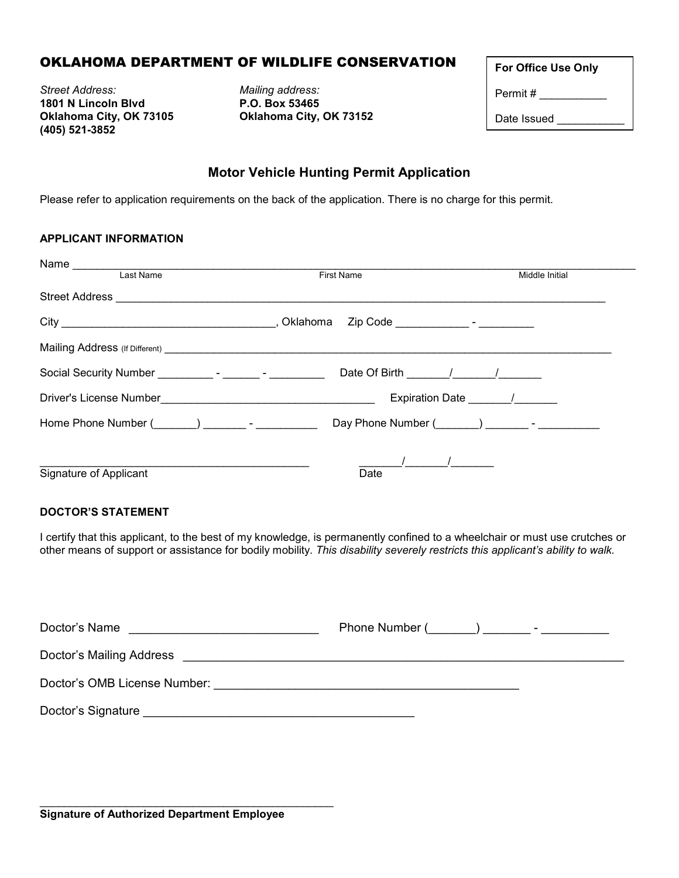## OKLAHOMA DEPARTMENT OF WILDLIFE CONSERVATION

*Street Address:*
**1801 N Lincoln Blvd**
**Oklahoma City, OK 73105**
**(405) 521-3852**

*Mailing address:*
**P.O. Box 53465**
**Oklahoma City, OK 73152**

| **For Office Use Only** |
|---|
| Permit # ___________ |
| Date Issued ___________ |

### Motor Vehicle Hunting Permit Application

Please refer to application requirements on the back of the application. There is no charge for this permit.

**APPLICANT INFORMATION**

Name ______________________________________________________________________________
Last Name                    First Name                    Middle Initial

Street Address ______________________________________________________________________

City ___________________________________, Oklahoma   Zip Code ____________ - _________

Mailing Address (If Different) ______________________________________________________________

Social Security Number _________ - ______ - _________   Date Of Birth _______/_______/_______

Driver's License Number___________________________________   Expiration Date _______/_______

Home Phone Number (_______) _______ - __________   Day Phone Number (_______) _______ - __________

_____________________________________________   _______/_______/_______
Signature of Applicant                                   Date

**DOCTOR'S STATEMENT**

I certify that this applicant, to the best of my knowledge, is permanently confined to a wheelchair or must use crutches or other means of support or assistance for bodily mobility. *This disability severely restricts this applicant's ability to walk.*

Doctor's Name ____________________________   Phone Number (_______) _______ - __________

Doctor's Mailing Address ____________________________________________________________________

Doctor's OMB License Number: _______________________________________________

Doctor's Signature __________________________________________

_______________________________________________
**Signature of Authorized Department Employee**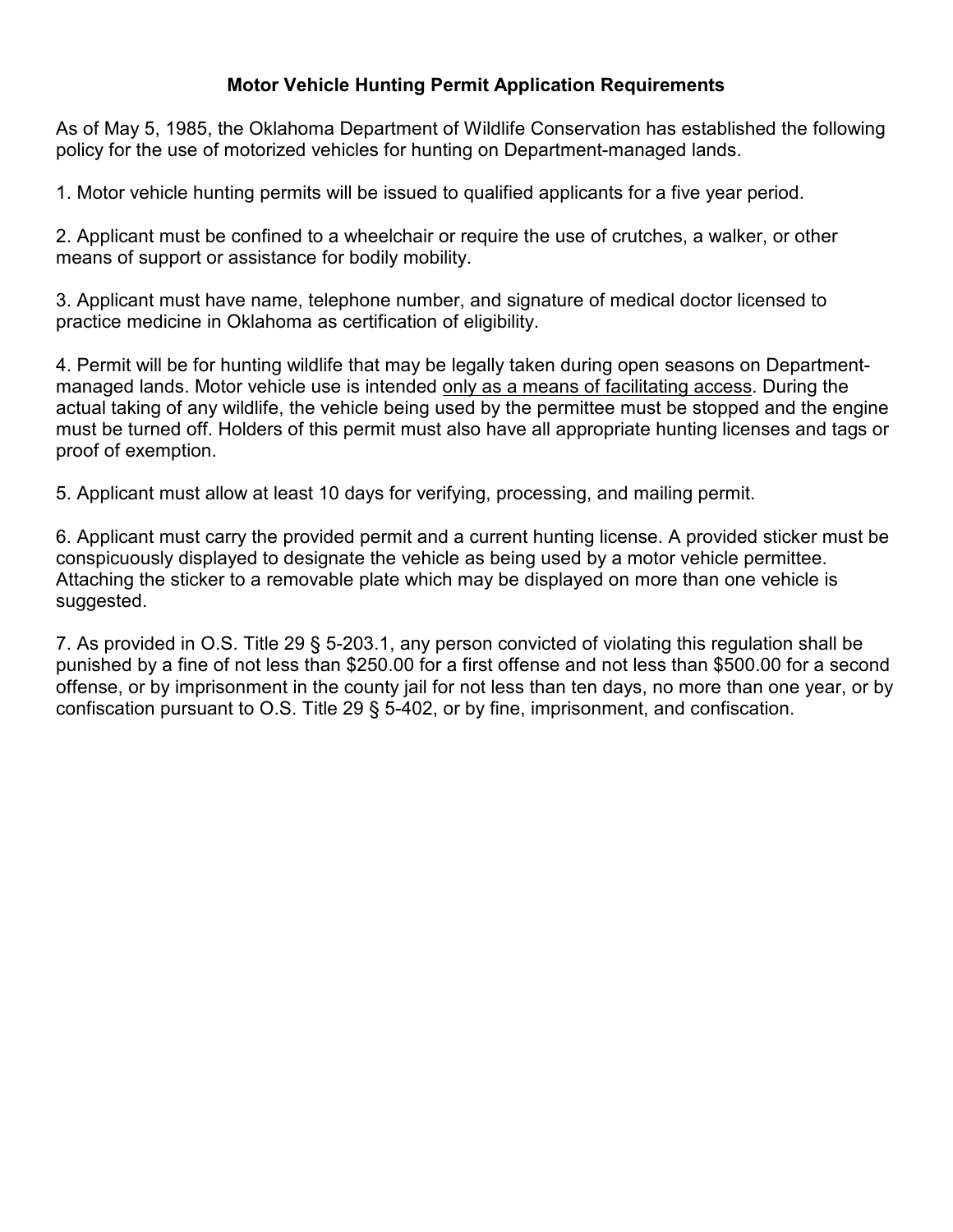# Motor Vehicle Hunting Permit Application Requirements

As of May 5, 1985, the Oklahoma Department of Wildlife Conservation has established the following policy for the use of motorized vehicles for hunting on Department-managed lands.

1. Motor vehicle hunting permits will be issued to qualified applicants for a five year period.

2. Applicant must be confined to a wheelchair or require the use of crutches, a walker, or other means of support or assistance for bodily mobility.

3. Applicant must have name, telephone number, and signature of medical doctor licensed to practice medicine in Oklahoma as certification of eligibility.

4. Permit will be for hunting wildlife that may be legally taken during open seasons on Department-managed lands. Motor vehicle use is intended <u>only as a means of facilitating access</u>. During the actual taking of any wildlife, the vehicle being used by the permittee must be stopped and the engine must be turned off. Holders of this permit must also have all appropriate hunting licenses and tags or proof of exemption.

5. Applicant must allow at least 10 days for verifying, processing, and mailing permit.

6. Applicant must carry the provided permit and a current hunting license. A provided sticker must be conspicuously displayed to designate the vehicle as being used by a motor vehicle permittee. Attaching the sticker to a removable plate which may be displayed on more than one vehicle is suggested.

7. As provided in O.S. Title 29 § 5-203.1, any person convicted of violating this regulation shall be punished by a fine of not less than $250.00 for a first offense and not less than $500.00 for a second offense, or by imprisonment in the county jail for not less than ten days, no more than one year, or by confiscation pursuant to O.S. Title 29 § 5-402, or by fine, imprisonment, and confiscation.